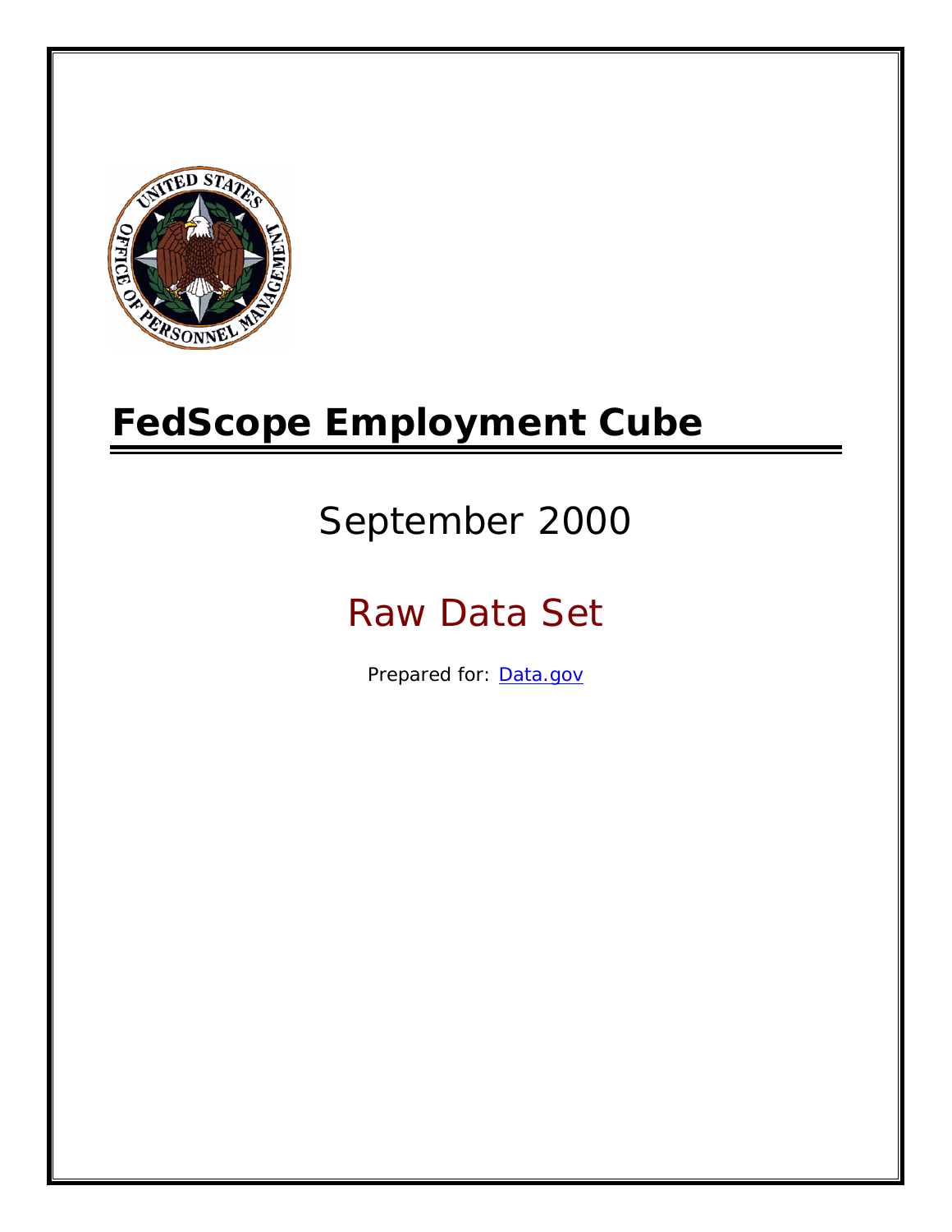# FedScope Employment Cube

## September 2000

## Raw Data Set

Prepared for: [Data.gov](Data.gov)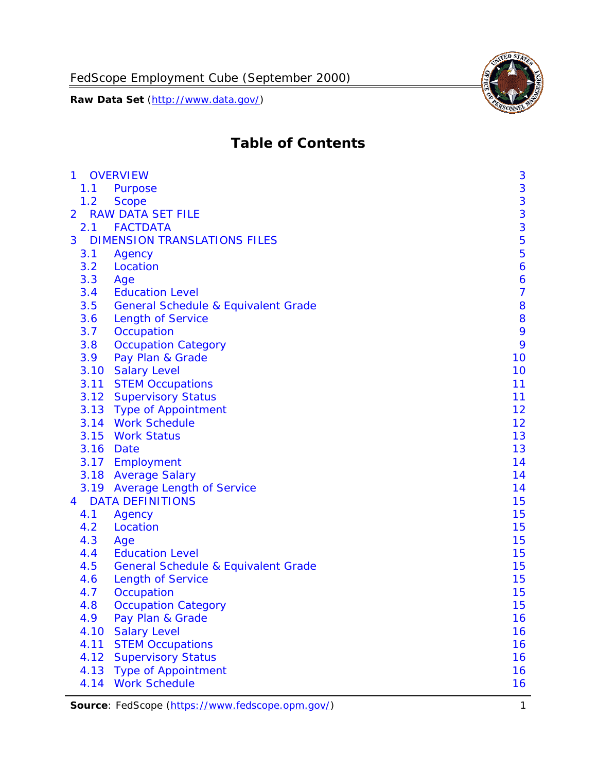# Table of Contents

| | | |
|---|---|---|
| 1 | OVERVIEW | 3 |
| 1.1 | Purpose | 3 |
| 1.2 | Scope | 3 |
| 2 | RAW DATA SET FILE | 3 |
| 2.1 | FACTDATA | 3 |
| 3 | DIMENSION TRANSLATIONS FILES | 5 |
| 3.1 | Agency | 5 |
| 3.2 | Location | 6 |
| 3.3 | Age | 6 |
| 3.4 | Education Level | 7 |
| 3.5 | General Schedule & Equivalent Grade | 8 |
| 3.6 | Length of Service | 8 |
| 3.7 | Occupation | 9 |
| 3.8 | Occupation Category | 9 |
| 3.9 | Pay Plan & Grade | 10 |
| 3.10 | Salary Level | 10 |
| 3.11 | STEM Occupations | 11 |
| 3.12 | Supervisory Status | 11 |
| 3.13 | Type of Appointment | 12 |
| 3.14 | Work Schedule | 12 |
| 3.15 | Work Status | 13 |
| 3.16 | Date | 13 |
| 3.17 | Employment | 14 |
| 3.18 | Average Salary | 14 |
| 3.19 | Average Length of Service | 14 |
| 4 | DATA DEFINITIONS | 15 |
| 4.1 | Agency | 15 |
| 4.2 | Location | 15 |
| 4.3 | Age | 15 |
| 4.4 | Education Level | 15 |
| 4.5 | General Schedule & Equivalent Grade | 15 |
| 4.6 | Length of Service | 15 |
| 4.7 | Occupation | 15 |
| 4.8 | Occupation Category | 15 |
| 4.9 | Pay Plan & Grade | 16 |
| 4.10 | Salary Level | 16 |
| 4.11 | STEM Occupations | 16 |
| 4.12 | Supervisory Status | 16 |
| 4.13 | Type of Appointment | 16 |
| 4.14 | Work Schedule | 16 |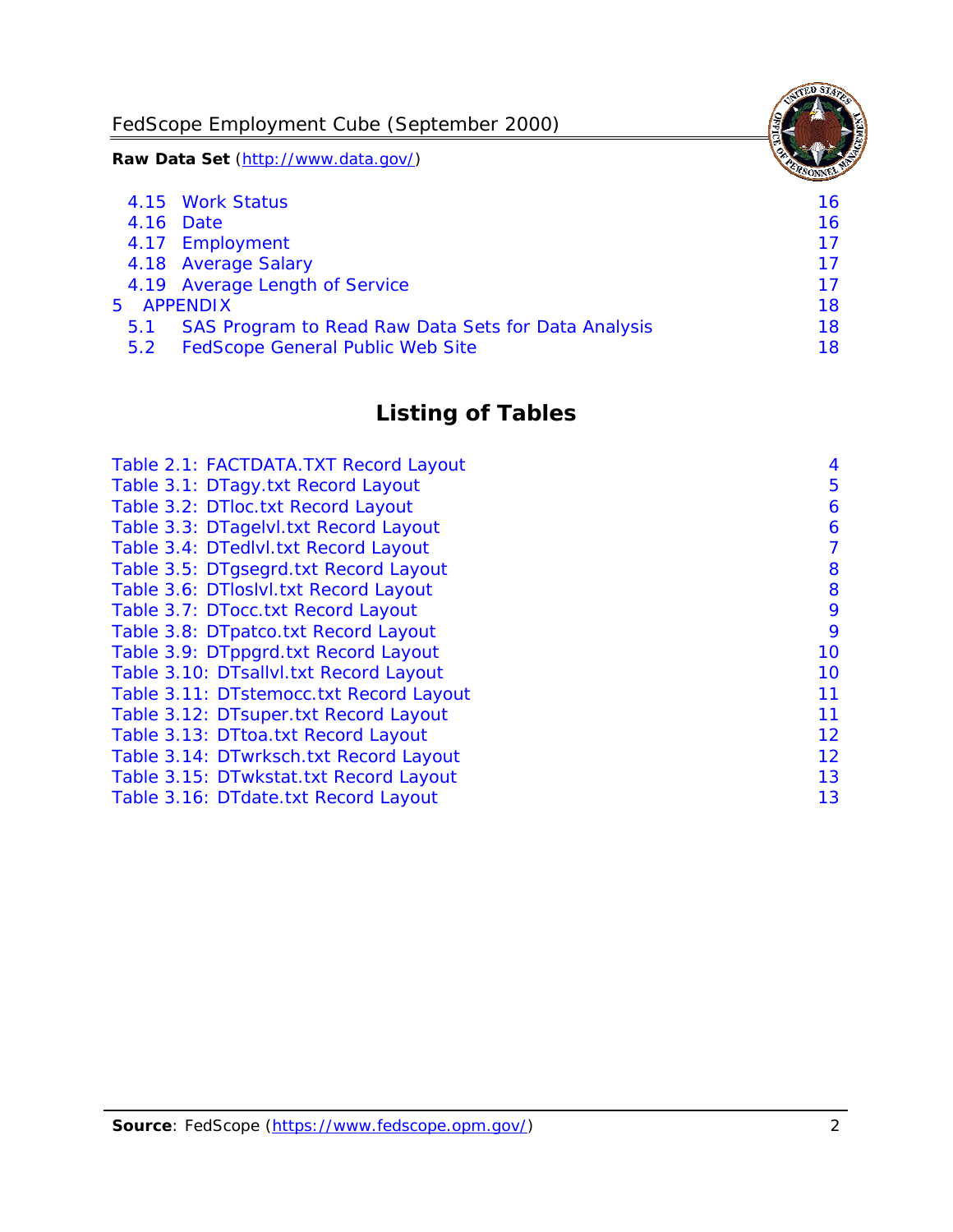4.15 Work Status 16
4.16 Date 16
4.17 Employment 17
4.18 Average Salary 17
4.19 Average Length of Service 17
5 APPENDIX 18
5.1 SAS Program to Read Raw Data Sets for Data Analysis 18
5.2 FedScope General Public Web Site 18

## Listing of Tables

Table 2.1: FACTDATA.TXT Record Layout 4
Table 3.1: DTagy.txt Record Layout 5
Table 3.2: DTloc.txt Record Layout 6
Table 3.3: DTagelvl.txt Record Layout 6
Table 3.4: DTedlvl.txt Record Layout 7
Table 3.5: DTgsegrd.txt Record Layout 8
Table 3.6: DTloslvl.txt Record Layout 8
Table 3.7: DTocc.txt Record Layout 9
Table 3.8: DTpatco.txt Record Layout 9
Table 3.9: DTppgrd.txt Record Layout 10
Table 3.10: DTsallvl.txt Record Layout 10
Table 3.11: DTstemocc.txt Record Layout 11
Table 3.12: DTsuper.txt Record Layout 11
Table 3.13: DTtoa.txt Record Layout 12
Table 3.14: DTwrksch.txt Record Layout 12
Table 3.15: DTwkstat.txt Record Layout 13
Table 3.16: DTdate.txt Record Layout 13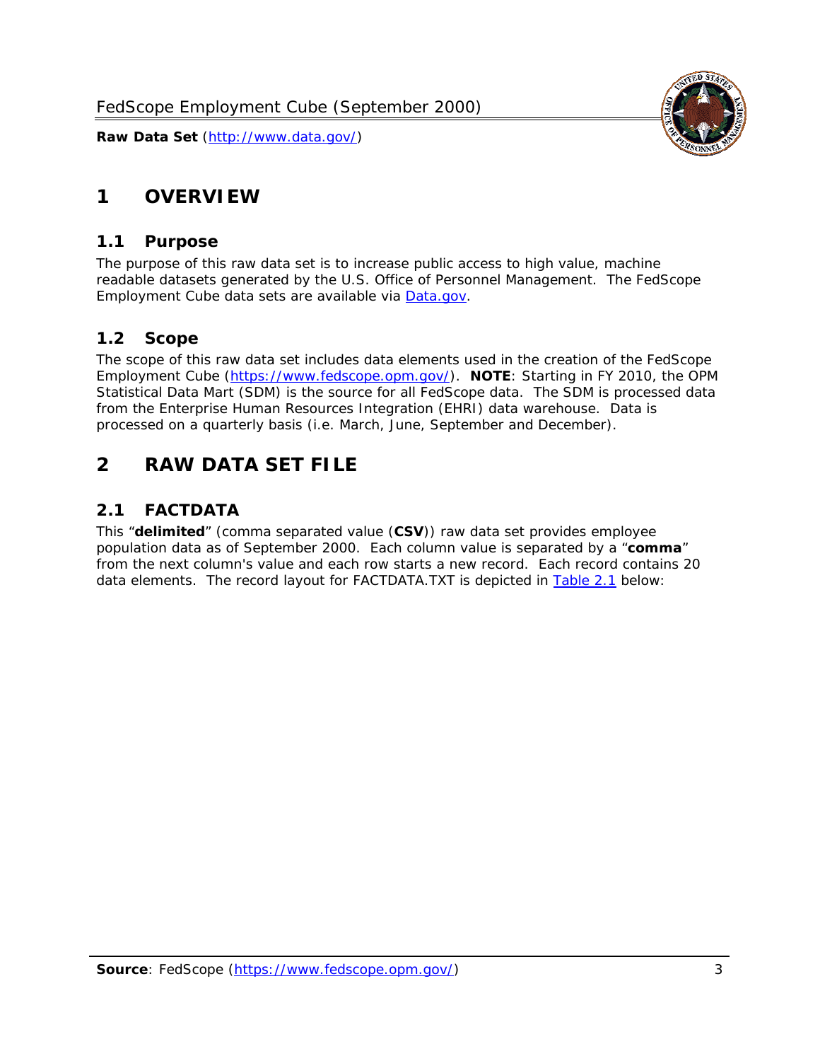# 1 OVERVIEW

## 1.1 Purpose

The purpose of this raw data set is to increase public access to high value, machine readable datasets generated by the U.S. Office of Personnel Management. The FedScope Employment Cube data sets are available via [Data.gov](http://www.data.gov/).

## 1.2 Scope

The scope of this raw data set includes data elements used in the creation of the FedScope Employment Cube ([https://www.fedscope.opm.gov/](https://www.fedscope.opm.gov/)). **NOTE**: Starting in FY 2010, the OPM Statistical Data Mart (SDM) is the source for all FedScope data. The SDM is processed data from the Enterprise Human Resources Integration (EHRI) data warehouse. Data is processed on a quarterly basis (i.e. March, June, September and December).

# 2 RAW DATA SET FILE

## 2.1 FACTDATA

This "**delimited**" (comma separated value (**CSV**)) raw data set provides employee population data as of September 2000. Each column value is separated by a "**comma**" from the next column's value and each row starts a new record. Each record contains 20 data elements. The record layout for FACTDATA.TXT is depicted in Table 2.1 below: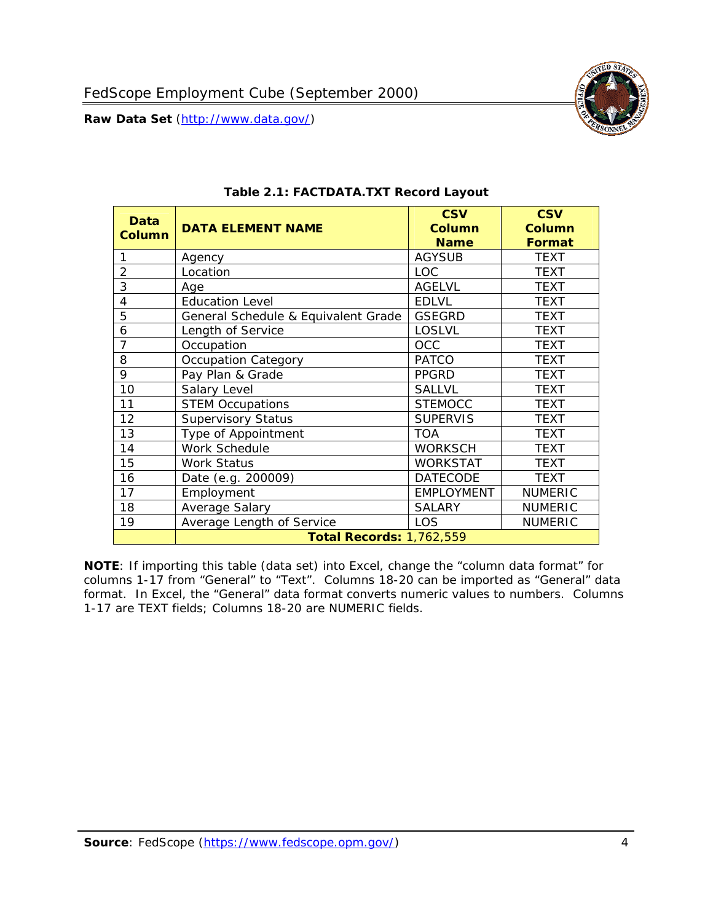**Table 2.1: FACTDATA.TXT Record Layout**

| Data Column | DATA ELEMENT NAME | CSV Column Name | CSV Column Format |
|---|---|---|---|
| 1 | Agency | AGYSUB | TEXT |
| 2 | Location | LOC | TEXT |
| 3 | Age | AGELVL | TEXT |
| 4 | Education Level | EDLVL | TEXT |
| 5 | General Schedule & Equivalent Grade | GSEGRD | TEXT |
| 6 | Length of Service | LOSLVL | TEXT |
| 7 | Occupation | OCC | TEXT |
| 8 | Occupation Category | PATCO | TEXT |
| 9 | Pay Plan & Grade | PPGRD | TEXT |
| 10 | Salary Level | SALLVL | TEXT |
| 11 | STEM Occupations | STEMOCC | TEXT |
| 12 | Supervisory Status | SUPERVIS | TEXT |
| 13 | Type of Appointment | TOA | TEXT |
| 14 | Work Schedule | WORKSCH | TEXT |
| 15 | Work Status | WORKSTAT | TEXT |
| 16 | Date (e.g. 200009) | DATECODE | TEXT |
| 17 | Employment | EMPLOYMENT | NUMERIC |
| 18 | Average Salary | SALARY | NUMERIC |
| 19 | Average Length of Service | LOS | NUMERIC |
| | **Total Records:** 1,762,559 | | |

**NOTE**: If importing this table (data set) into Excel, change the "column data format" for columns 1-17 from "General" to "Text". Columns 18-20 can be imported as "General" data format. In Excel, the "General" data format converts numeric values to numbers. Columns 1-17 are TEXT fields; Columns 18-20 are NUMERIC fields.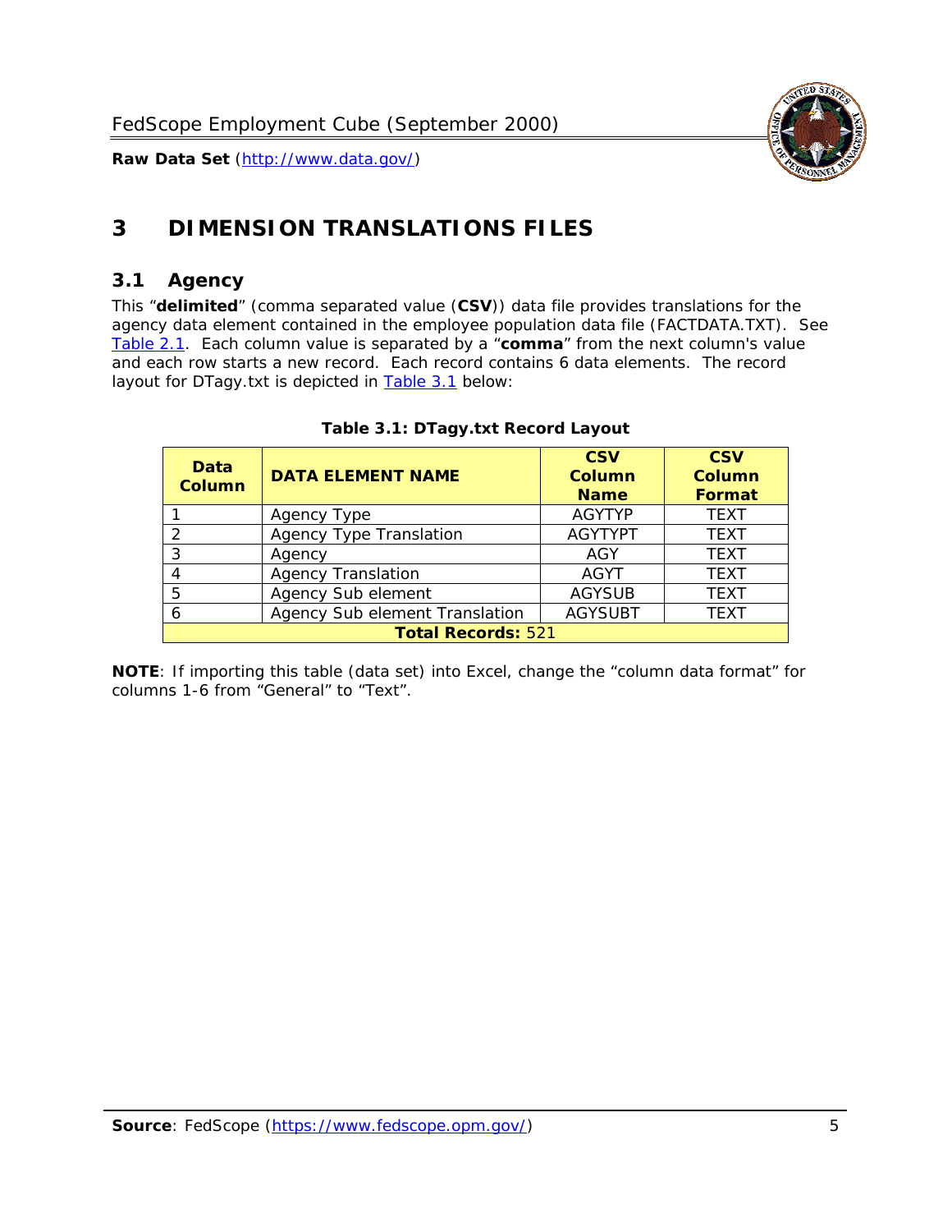# 3 DIMENSION TRANSLATIONS FILES

## 3.1 Agency

This “**delimited**” (comma separated value (**CSV**)) data file provides translations for the agency data element contained in the employee population data file (FACTDATA.TXT). See Table 2.1. Each column value is separated by a “**comma**” from the next column's value and each row starts a new record. Each record contains 6 data elements. The record layout for DTagy.txt is depicted in Table 3.1 below:

**Table 3.1: DTagy.txt Record Layout**

| Data Column | DATA ELEMENT NAME | CSV Column Name | CSV Column Format |
|---|---|---|---|
| 1 | Agency Type | AGYTYP | TEXT |
| 2 | Agency Type Translation | AGYTYPT | TEXT |
| 3 | Agency | AGY | TEXT |
| 4 | Agency Translation | AGYT | TEXT |
| 5 | Agency Sub element | AGYSUB | TEXT |
| 6 | Agency Sub element Translation | AGYSUBT | TEXT |
| **Total Records:** 521 | | | |

**NOTE**: If importing this table (data set) into Excel, change the “column data format” for columns 1-6 from “General” to “Text”.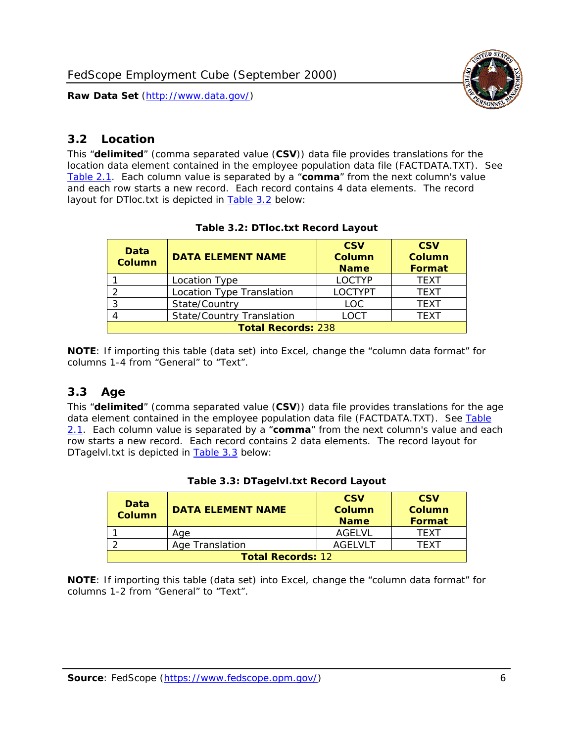## 3.2 Location

This "**delimited**" (comma separated value (**CSV**)) data file provides translations for the location data element contained in the employee population data file (FACTDATA.TXT). See Table 2.1. Each column value is separated by a "**comma**" from the next column's value and each row starts a new record. Each record contains 4 data elements. The record layout for DTloc.txt is depicted in Table 3.2 below:

**Table 3.2: DTloc.txt Record Layout**

| Data Column | DATA ELEMENT NAME | CSV Column Name | CSV Column Format |
|---|---|---|---|
| 1 | Location Type | LOCTYP | TEXT |
| 2 | Location Type Translation | LOCTYPT | TEXT |
| 3 | State/Country | LOC | TEXT |
| 4 | State/Country Translation | LOCT | TEXT |
| **Total Records:** 238 | | | |

**NOTE**: If importing this table (data set) into Excel, change the "column data format" for columns 1-4 from "General" to "Text".

## 3.3 Age

This "**delimited**" (comma separated value (**CSV**)) data file provides translations for the age data element contained in the employee population data file (FACTDATA.TXT). See Table 2.1. Each column value is separated by a "**comma**" from the next column's value and each row starts a new record. Each record contains 2 data elements. The record layout for DTagelvl.txt is depicted in Table 3.3 below:

**Table 3.3: DTagelvl.txt Record Layout**

| Data Column | DATA ELEMENT NAME | CSV Column Name | CSV Column Format |
|---|---|---|---|
| 1 | Age | AGELVL | TEXT |
| 2 | Age Translation | AGELVLT | TEXT |
| **Total Records:** 12 | | | |

**NOTE**: If importing this table (data set) into Excel, change the "column data format" for columns 1-2 from "General" to "Text".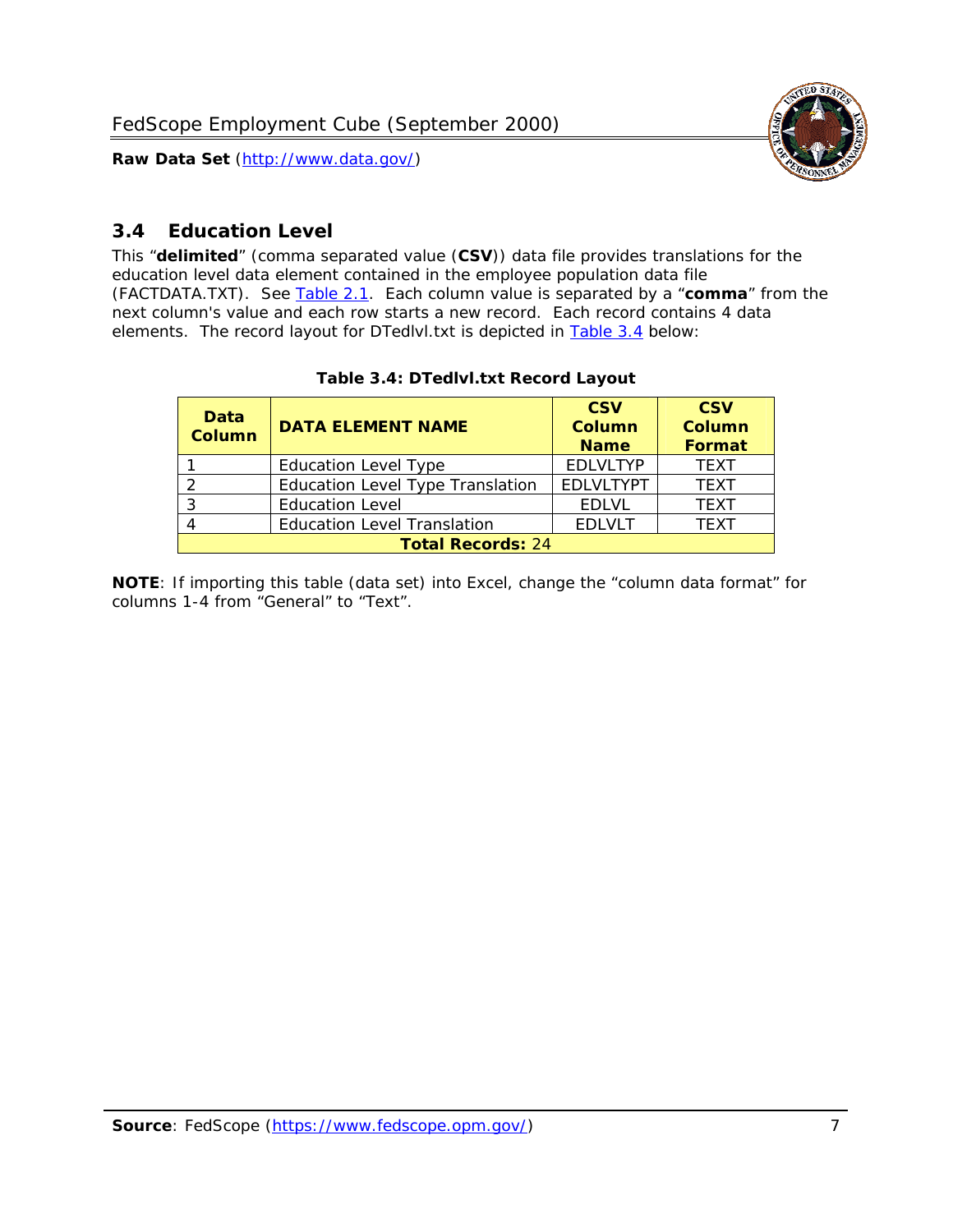## 3.4 Education Level

This "**delimited**" (comma separated value (**CSV**)) data file provides translations for the education level data element contained in the employee population data file (FACTDATA.TXT). See Table 2.1. Each column value is separated by a "**comma**" from the next column's value and each row starts a new record. Each record contains 4 data elements. The record layout for DTedlvl.txt is depicted in Table 3.4 below:

**Table 3.4: DTedlvl.txt Record Layout**

| Data Column | DATA ELEMENT NAME | CSV Column Name | CSV Column Format |
|---|---|---|---|
| 1 | Education Level Type | EDLVLTYP | TEXT |
| 2 | Education Level Type Translation | EDLVLTYPT | TEXT |
| 3 | Education Level | EDLVL | TEXT |
| 4 | Education Level Translation | EDLVLT | TEXT |
| **Total Records:** 24 | | | |

**NOTE**: If importing this table (data set) into Excel, change the "column data format" for columns 1-4 from "General" to "Text".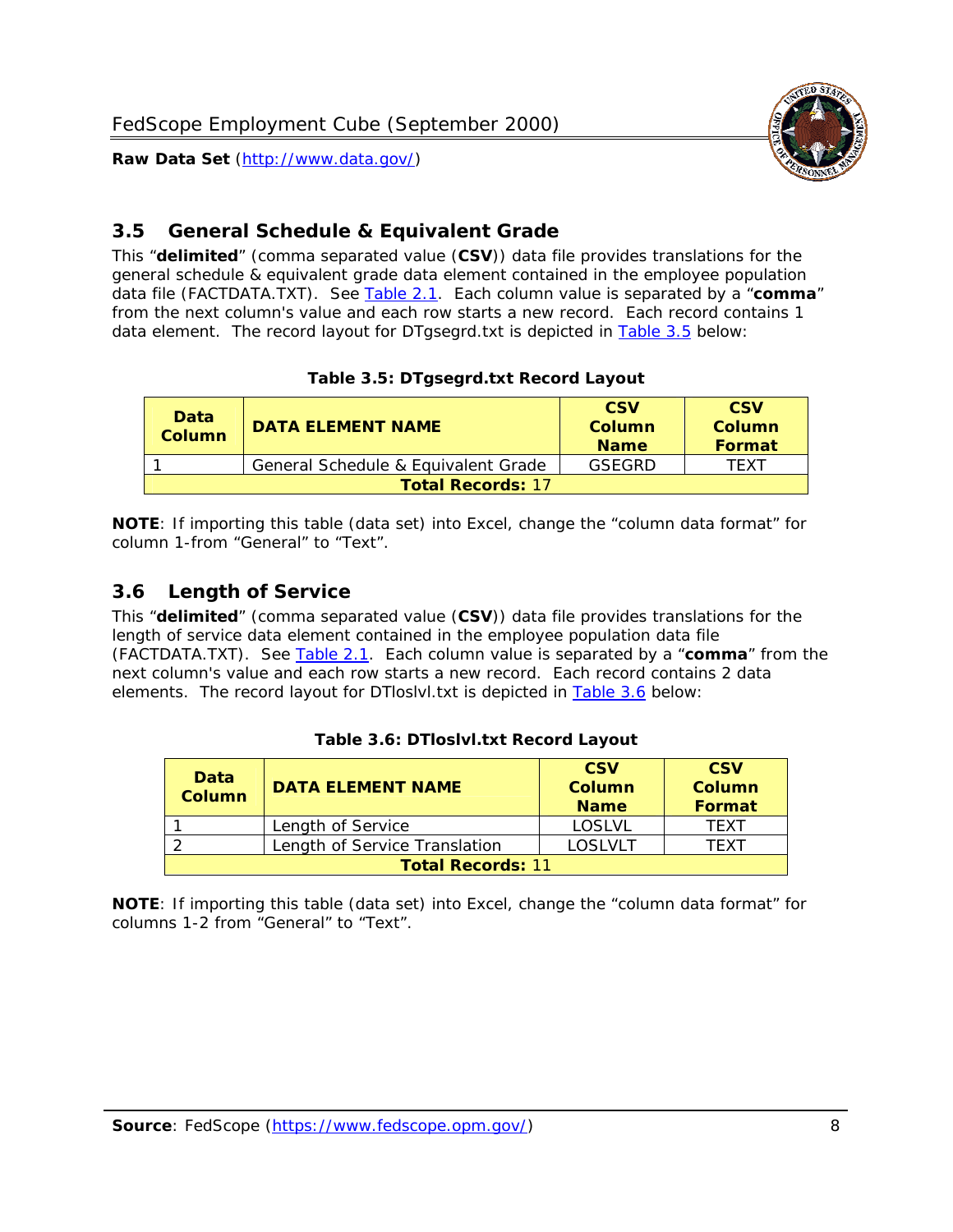## 3.5 General Schedule & Equivalent Grade

This "**delimited**" (comma separated value (**CSV**)) data file provides translations for the general schedule & equivalent grade data element contained in the employee population data file (FACTDATA.TXT). See Table 2.1. Each column value is separated by a "**comma**" from the next column's value and each row starts a new record. Each record contains 1 data element. The record layout for DTgsegrd.txt is depicted in Table 3.5 below:

**Table 3.5: DTgsegrd.txt Record Layout**

| Data Column | DATA ELEMENT NAME | CSV Column Name | CSV Column Format |
|---|---|---|---|
| 1 | General Schedule & Equivalent Grade | GSEGRD | TEXT |
| **Total Records:** 17 | | | |

**NOTE**: If importing this table (data set) into Excel, change the "column data format" for column 1-from "General" to "Text".

## 3.6 Length of Service

This "**delimited**" (comma separated value (**CSV**)) data file provides translations for the length of service data element contained in the employee population data file (FACTDATA.TXT). See Table 2.1. Each column value is separated by a "**comma**" from the next column's value and each row starts a new record. Each record contains 2 data elements. The record layout for DTloslvl.txt is depicted in Table 3.6 below:

**Table 3.6: DTloslvl.txt Record Layout**

| Data Column | DATA ELEMENT NAME | CSV Column Name | CSV Column Format |
|---|---|---|---|
| 1 | Length of Service | LOSLVL | TEXT |
| 2 | Length of Service Translation | LOSLVLT | TEXT |
| **Total Records:** 11 | | | |

**NOTE**: If importing this table (data set) into Excel, change the "column data format" for columns 1-2 from "General" to "Text".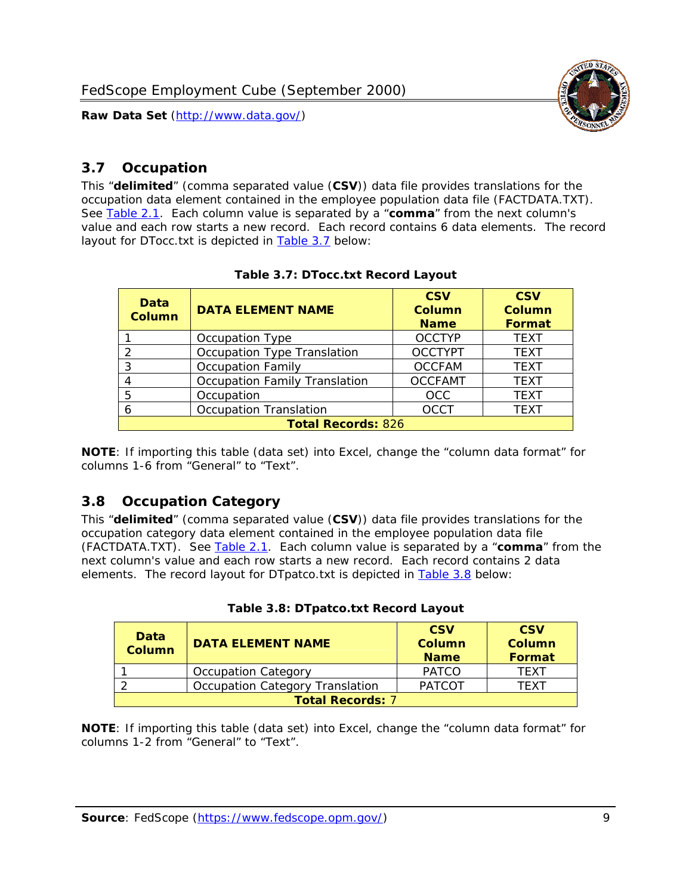## 3.7 Occupation

This "**delimited**" (comma separated value (**CSV**)) data file provides translations for the occupation data element contained in the employee population data file (FACTDATA.TXT). See Table 2.1. Each column value is separated by a "**comma**" from the next column's value and each row starts a new record. Each record contains 6 data elements. The record layout for DTocc.txt is depicted in Table 3.7 below:

**Table 3.7: DTocc.txt Record Layout**

| Data Column | DATA ELEMENT NAME | CSV Column Name | CSV Column Format |
|---|---|---|---|
| 1 | Occupation Type | OCCTYP | TEXT |
| 2 | Occupation Type Translation | OCCTYPT | TEXT |
| 3 | Occupation Family | OCCFAM | TEXT |
| 4 | Occupation Family Translation | OCCFAMT | TEXT |
| 5 | Occupation | OCC | TEXT |
| 6 | Occupation Translation | OCCT | TEXT |
| **Total Records:** 826 | | | |

**NOTE**: If importing this table (data set) into Excel, change the "column data format" for columns 1-6 from "General" to "Text".

## 3.8 Occupation Category

This "**delimited**" (comma separated value (**CSV**)) data file provides translations for the occupation category data element contained in the employee population data file (FACTDATA.TXT). See Table 2.1. Each column value is separated by a "**comma**" from the next column's value and each row starts a new record. Each record contains 2 data elements. The record layout for DTpatco.txt is depicted in Table 3.8 below:

**Table 3.8: DTpatco.txt Record Layout**

| Data Column | DATA ELEMENT NAME | CSV Column Name | CSV Column Format |
|---|---|---|---|
| 1 | Occupation Category | PATCO | TEXT |
| 2 | Occupation Category Translation | PATCOT | TEXT |
| **Total Records:** 7 | | | |

**NOTE**: If importing this table (data set) into Excel, change the "column data format" for columns 1-2 from "General" to "Text".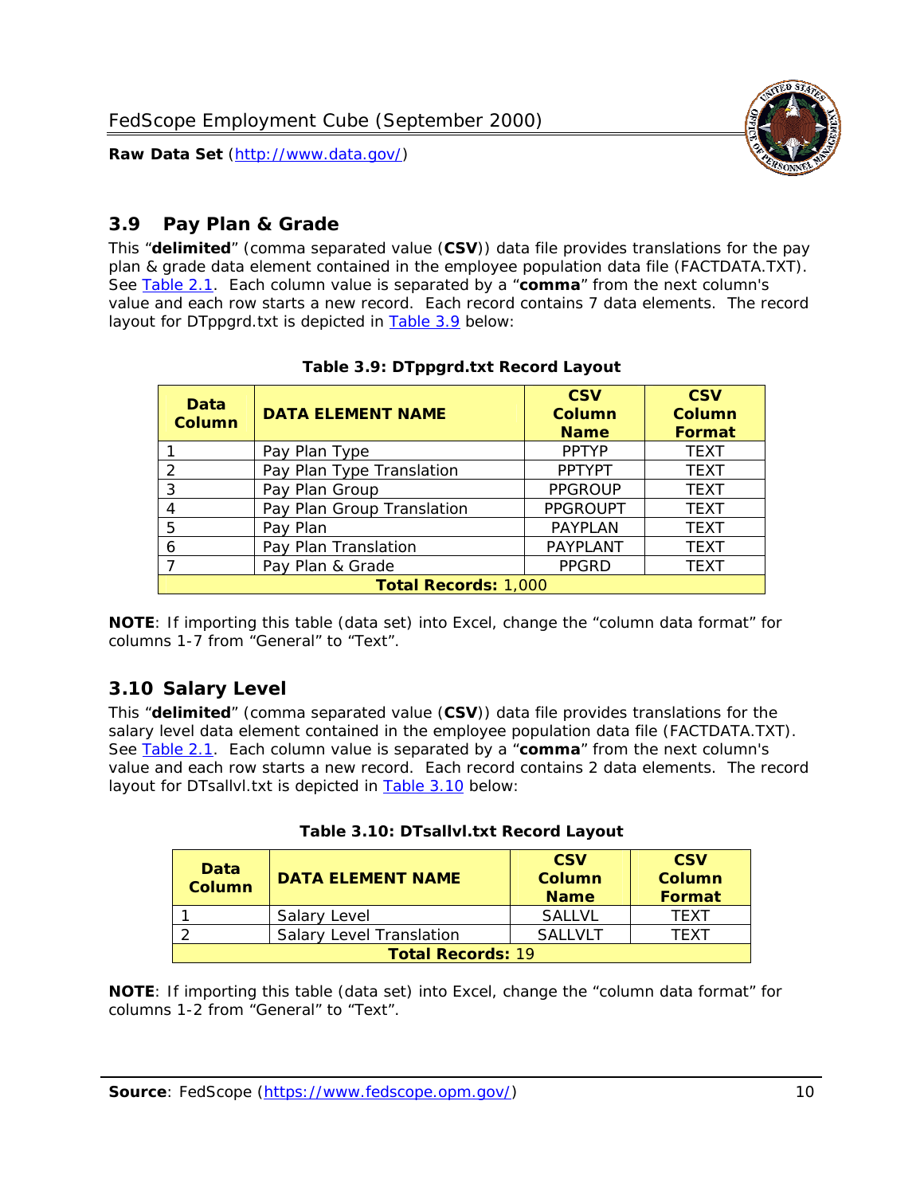## 3.9 Pay Plan & Grade

This "**delimited**" (comma separated value (**CSV**)) data file provides translations for the pay plan & grade data element contained in the employee population data file (FACTDATA.TXT). See Table 2.1. Each column value is separated by a "**comma**" from the next column's value and each row starts a new record. Each record contains 7 data elements. The record layout for DTppgrd.txt is depicted in Table 3.9 below:

**Table 3.9: DTppgrd.txt Record Layout**

| Data Column | DATA ELEMENT NAME | CSV Column Name | CSV Column Format |
|---|---|---|---|
| 1 | Pay Plan Type | PPTYP | TEXT |
| 2 | Pay Plan Type Translation | PPTYPT | TEXT |
| 3 | Pay Plan Group | PPGROUP | TEXT |
| 4 | Pay Plan Group Translation | PPGROUPT | TEXT |
| 5 | Pay Plan | PAYPLAN | TEXT |
| 6 | Pay Plan Translation | PAYPLANT | TEXT |
| 7 | Pay Plan & Grade | PPGRD | TEXT |
| **Total Records:** 1,000 | | | |

**NOTE**: If importing this table (data set) into Excel, change the "column data format" for columns 1-7 from "General" to "Text".

## 3.10 Salary Level

This "**delimited**" (comma separated value (**CSV**)) data file provides translations for the salary level data element contained in the employee population data file (FACTDATA.TXT). See Table 2.1. Each column value is separated by a "**comma**" from the next column's value and each row starts a new record. Each record contains 2 data elements. The record layout for DTsallvl.txt is depicted in Table 3.10 below:

**Table 3.10: DTsallvl.txt Record Layout**

| Data Column | DATA ELEMENT NAME | CSV Column Name | CSV Column Format |
|---|---|---|---|
| 1 | Salary Level | SALLVL | TEXT |
| 2 | Salary Level Translation | SALLVLT | TEXT |
| **Total Records:** 19 | | | |

**NOTE**: If importing this table (data set) into Excel, change the "column data format" for columns 1-2 from "General" to "Text".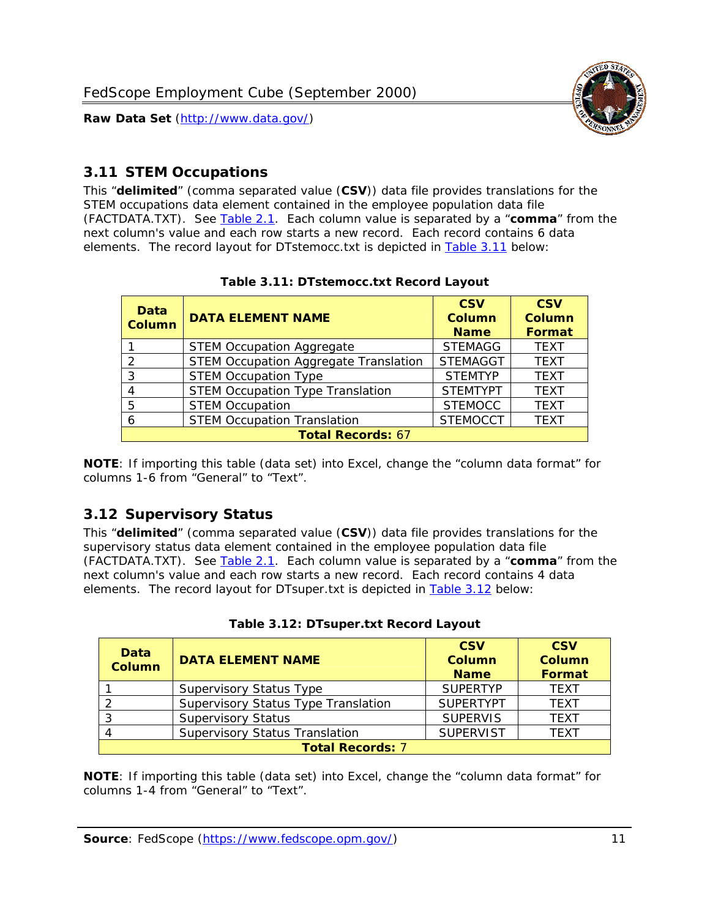## 3.11 STEM Occupations

This "**delimited**" (comma separated value (**CSV**)) data file provides translations for the STEM occupations data element contained in the employee population data file (FACTDATA.TXT). See Table 2.1. Each column value is separated by a "**comma**" from the next column's value and each row starts a new record. Each record contains 6 data elements. The record layout for DTstemocc.txt is depicted in Table 3.11 below:

**Table 3.11: DTstemocc.txt Record Layout**

| Data Column | DATA ELEMENT NAME | CSV Column Name | CSV Column Format |
|---|---|---|---|
| 1 | STEM Occupation Aggregate | STEMAGG | TEXT |
| 2 | STEM Occupation Aggregate Translation | STEMAGGT | TEXT |
| 3 | STEM Occupation Type | STEMTYP | TEXT |
| 4 | STEM Occupation Type Translation | STEMTYPT | TEXT |
| 5 | STEM Occupation | STEMOCC | TEXT |
| 6 | STEM Occupation Translation | STEMOCCT | TEXT |
| **Total Records:** 67 | | | |

**NOTE**: If importing this table (data set) into Excel, change the "column data format" for columns 1-6 from "General" to "Text".

## 3.12 Supervisory Status

This "**delimited**" (comma separated value (**CSV**)) data file provides translations for the supervisory status data element contained in the employee population data file (FACTDATA.TXT). See Table 2.1. Each column value is separated by a "**comma**" from the next column's value and each row starts a new record. Each record contains 4 data elements. The record layout for DTsuper.txt is depicted in Table 3.12 below:

**Table 3.12: DTsuper.txt Record Layout**

| Data Column | DATA ELEMENT NAME | CSV Column Name | CSV Column Format |
|---|---|---|---|
| 1 | Supervisory Status Type | SUPERTYP | TEXT |
| 2 | Supervisory Status Type Translation | SUPERTYPT | TEXT |
| 3 | Supervisory Status | SUPERVIS | TEXT |
| 4 | Supervisory Status Translation | SUPERVIST | TEXT |
| **Total Records:** 7 | | | |

**NOTE**: If importing this table (data set) into Excel, change the "column data format" for columns 1-4 from "General" to "Text".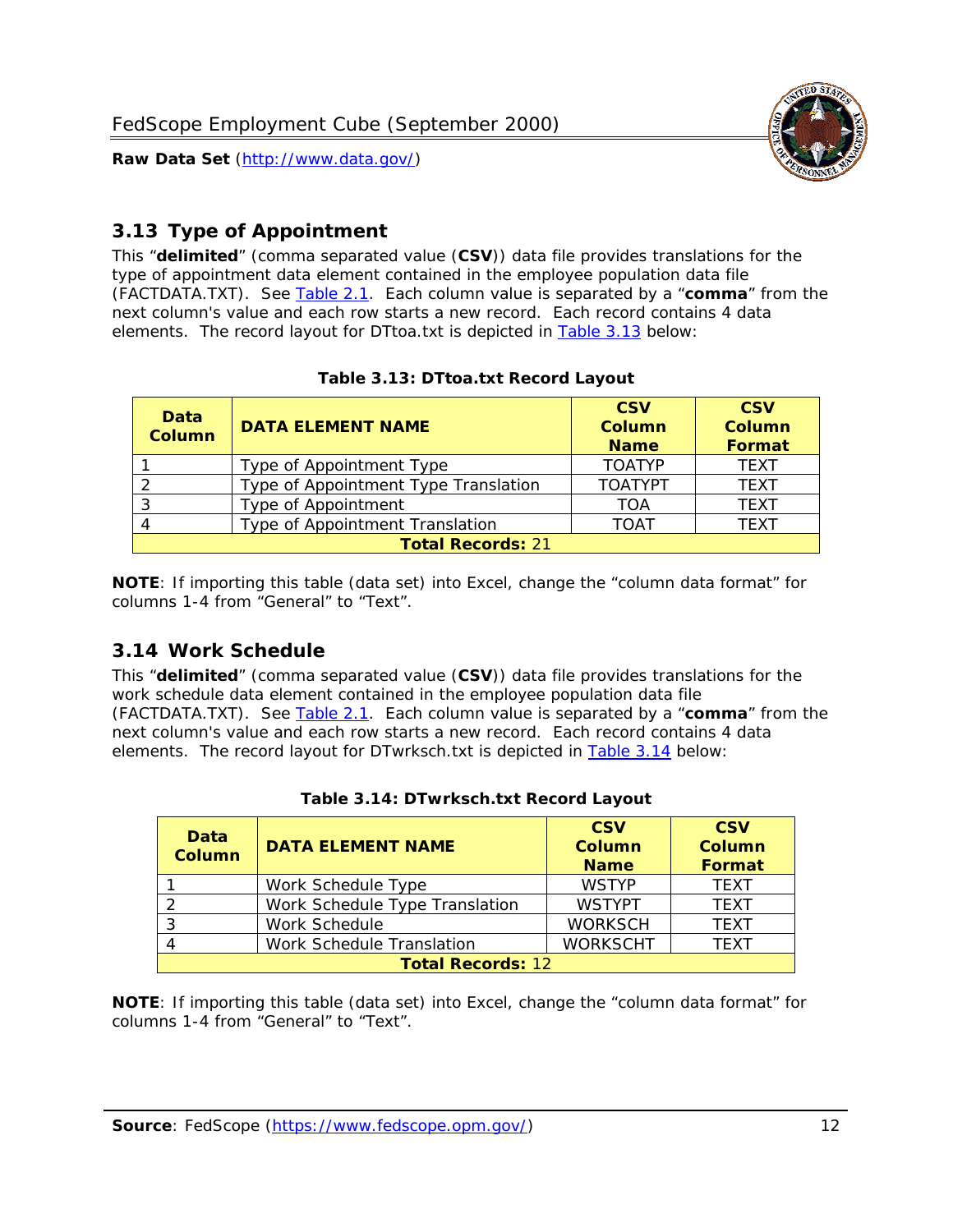## 3.13 Type of Appointment

This "**delimited**" (comma separated value (**CSV**)) data file provides translations for the type of appointment data element contained in the employee population data file (FACTDATA.TXT). See Table 2.1. Each column value is separated by a "**comma**" from the next column's value and each row starts a new record. Each record contains 4 data elements. The record layout for DTtoa.txt is depicted in Table 3.13 below:

**Table 3.13: DTtoa.txt Record Layout**

| Data Column | DATA ELEMENT NAME | CSV Column Name | CSV Column Format |
|---|---|---|---|
| 1 | Type of Appointment Type | TOATYP | TEXT |
| 2 | Type of Appointment Type Translation | TOATYPT | TEXT |
| 3 | Type of Appointment | TOA | TEXT |
| 4 | Type of Appointment Translation | TOAT | TEXT |
| **Total Records:** 21 | | | |

**NOTE**: If importing this table (data set) into Excel, change the "column data format" for columns 1-4 from "General" to "Text".

## 3.14 Work Schedule

This "**delimited**" (comma separated value (**CSV**)) data file provides translations for the work schedule data element contained in the employee population data file (FACTDATA.TXT). See Table 2.1. Each column value is separated by a "**comma**" from the next column's value and each row starts a new record. Each record contains 4 data elements. The record layout for DTwrksch.txt is depicted in Table 3.14 below:

**Table 3.14: DTwrksch.txt Record Layout**

| Data Column | DATA ELEMENT NAME | CSV Column Name | CSV Column Format |
|---|---|---|---|
| 1 | Work Schedule Type | WSTYP | TEXT |
| 2 | Work Schedule Type Translation | WSTYPT | TEXT |
| 3 | Work Schedule | WORKSCH | TEXT |
| 4 | Work Schedule Translation | WORKSCHT | TEXT |
| **Total Records:** 12 | | | |

**NOTE**: If importing this table (data set) into Excel, change the "column data format" for columns 1-4 from "General" to "Text".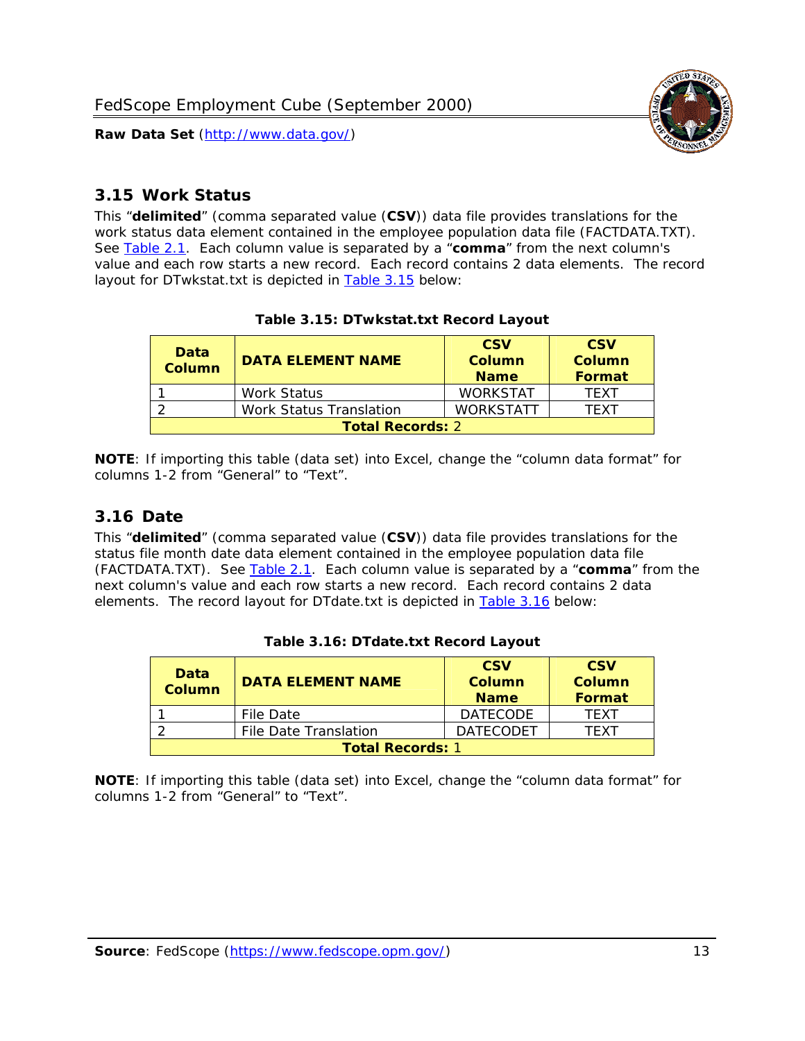## 3.15 Work Status

This "**delimited**" (comma separated value (**CSV**)) data file provides translations for the work status data element contained in the employee population data file (FACTDATA.TXT). See Table 2.1. Each column value is separated by a "**comma**" from the next column's value and each row starts a new record. Each record contains 2 data elements. The record layout for DTwkstat.txt is depicted in Table 3.15 below:

**Table 3.15: DTwkstat.txt Record Layout**

| Data Column | DATA ELEMENT NAME | CSV Column Name | CSV Column Format |
|---|---|---|---|
| 1 | Work Status | WORKSTAT | TEXT |
| 2 | Work Status Translation | WORKSTATT | TEXT |
| **Total Records:** 2 | | | |

**NOTE**: If importing this table (data set) into Excel, change the "column data format" for columns 1-2 from "General" to "Text".

## 3.16 Date

This "**delimited**" (comma separated value (**CSV**)) data file provides translations for the status file month date data element contained in the employee population data file (FACTDATA.TXT). See Table 2.1. Each column value is separated by a "**comma**" from the next column's value and each row starts a new record. Each record contains 2 data elements. The record layout for DTdate.txt is depicted in Table 3.16 below:

**Table 3.16: DTdate.txt Record Layout**

| Data Column | DATA ELEMENT NAME | CSV Column Name | CSV Column Format |
|---|---|---|---|
| 1 | File Date | DATECODE | TEXT |
| 2 | File Date Translation | DATECODET | TEXT |
| **Total Records:** 1 | | | |

**NOTE**: If importing this table (data set) into Excel, change the "column data format" for columns 1-2 from "General" to "Text".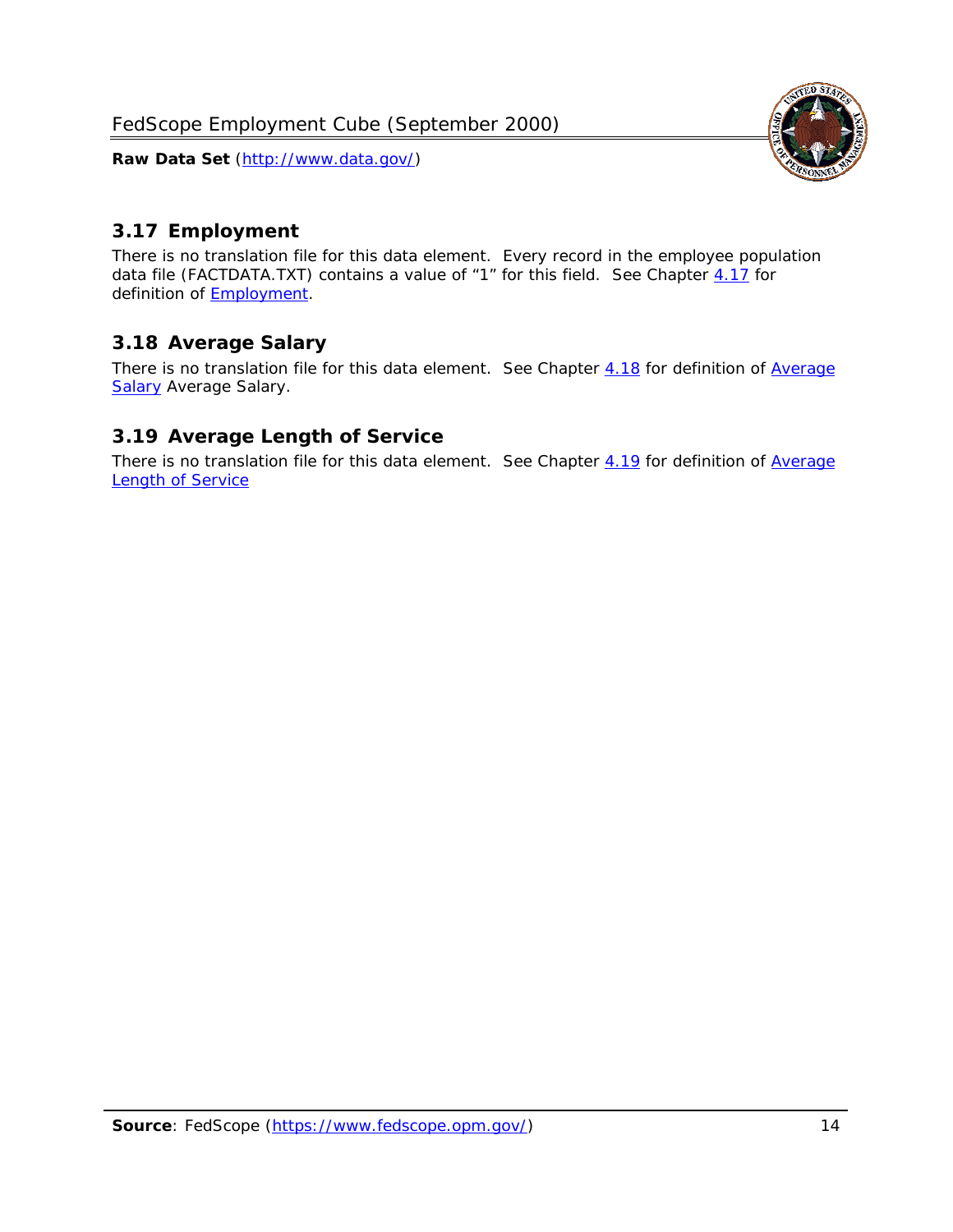## 3.17 Employment

There is no translation file for this data element. Every record in the employee population data file (FACTDATA.TXT) contains a value of "1" for this field. See Chapter 4.17 for definition of Employment.

## 3.18 Average Salary

There is no translation file for this data element. See Chapter 4.18 for definition of Average Salary Average Salary.

## 3.19 Average Length of Service

There is no translation file for this data element. See Chapter 4.19 for definition of Average Length of Service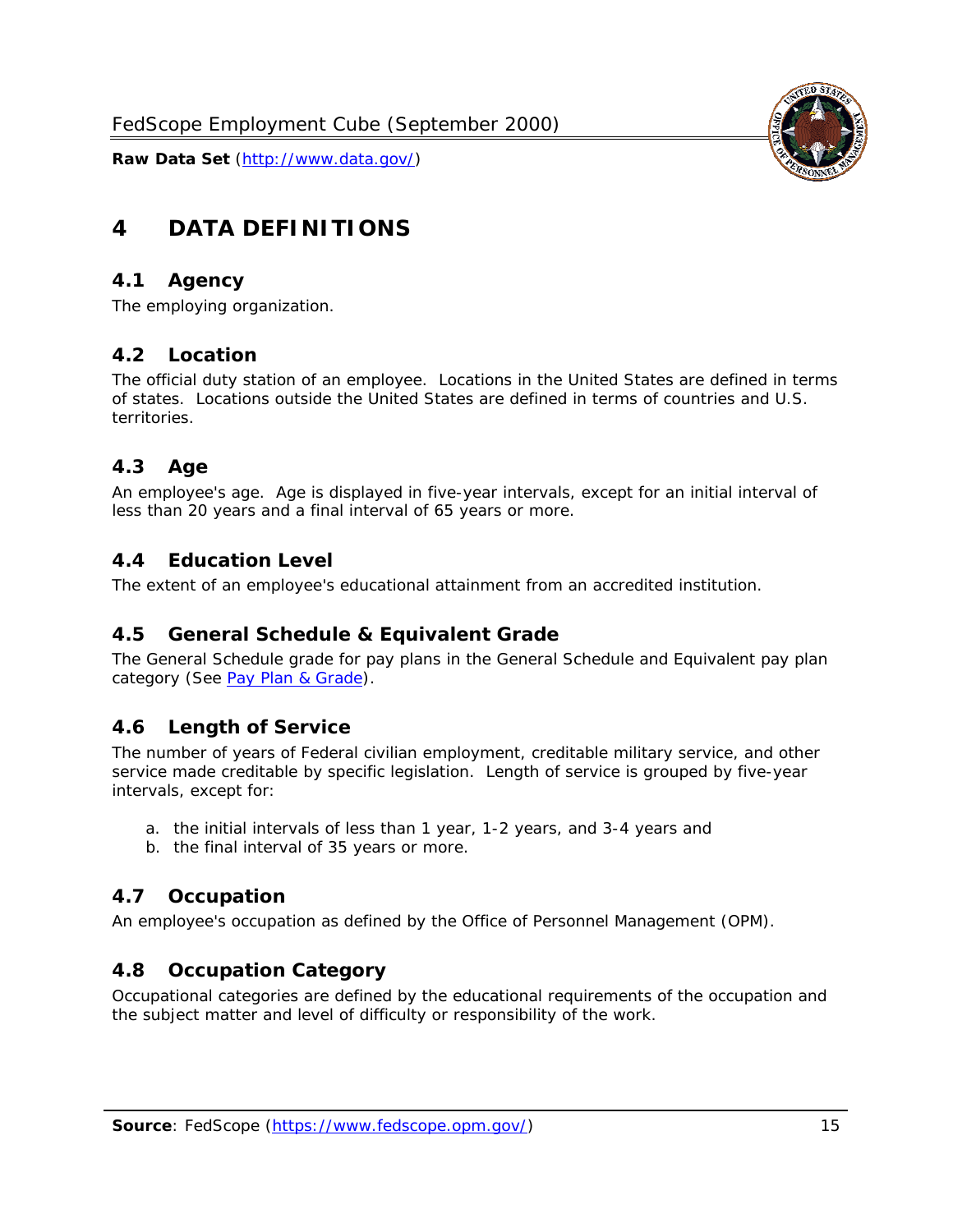# 4 DATA DEFINITIONS

## 4.1 Agency

The employing organization.

## 4.2 Location

The official duty station of an employee. Locations in the United States are defined in terms of states. Locations outside the United States are defined in terms of countries and U.S. territories.

## 4.3 Age

An employee's age. Age is displayed in five-year intervals, except for an initial interval of less than 20 years and a final interval of 65 years or more.

## 4.4 Education Level

The extent of an employee's educational attainment from an accredited institution.

## 4.5 General Schedule & Equivalent Grade

The General Schedule grade for pay plans in the General Schedule and Equivalent pay plan category (See Pay Plan & Grade).

## 4.6 Length of Service

The number of years of Federal civilian employment, creditable military service, and other service made creditable by specific legislation. Length of service is grouped by five-year intervals, except for:

a. the initial intervals of less than 1 year, 1-2 years, and 3-4 years and
b. the final interval of 35 years or more.

## 4.7 Occupation

An employee's occupation as defined by the Office of Personnel Management (OPM).

## 4.8 Occupation Category

Occupational categories are defined by the educational requirements of the occupation and the subject matter and level of difficulty or responsibility of the work.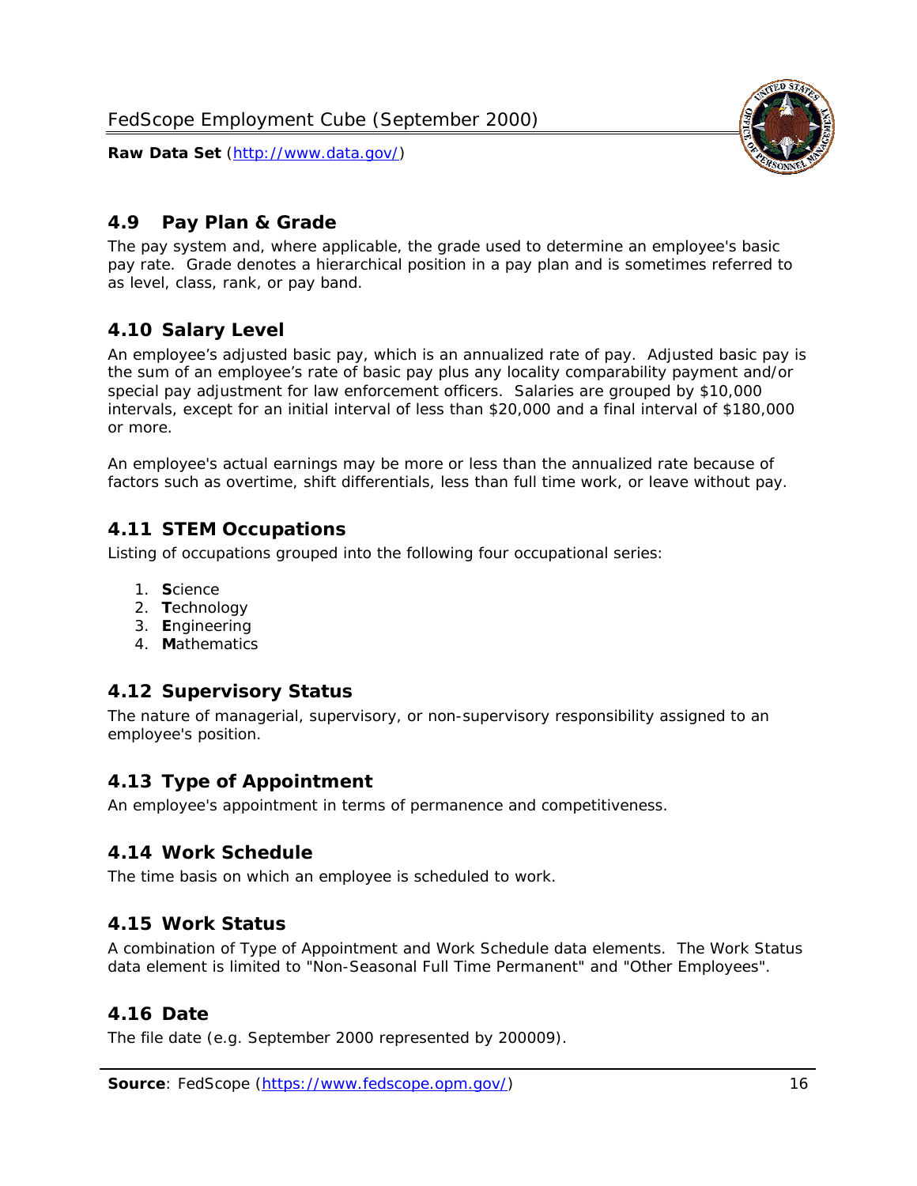## 4.9 Pay Plan & Grade

The pay system and, where applicable, the grade used to determine an employee's basic pay rate. Grade denotes a hierarchical position in a pay plan and is sometimes referred to as level, class, rank, or pay band.

## 4.10 Salary Level

An employee's adjusted basic pay, which is an annualized rate of pay. Adjusted basic pay is the sum of an employee's rate of basic pay plus any locality comparability payment and/or special pay adjustment for law enforcement officers. Salaries are grouped by $10,000 intervals, except for an initial interval of less than $20,000 and a final interval of $180,000 or more.

An employee's actual earnings may be more or less than the annualized rate because of factors such as overtime, shift differentials, less than full time work, or leave without pay.

## 4.11 STEM Occupations

Listing of occupations grouped into the following four occupational series:

1. **S**cience
2. **T**echnology
3. **E**ngineering
4. **M**athematics

## 4.12 Supervisory Status

The nature of managerial, supervisory, or non-supervisory responsibility assigned to an employee's position.

## 4.13 Type of Appointment

An employee's appointment in terms of permanence and competitiveness.

## 4.14 Work Schedule

The time basis on which an employee is scheduled to work.

## 4.15 Work Status

A combination of Type of Appointment and Work Schedule data elements. The Work Status data element is limited to "Non-Seasonal Full Time Permanent" and "Other Employees".

## 4.16 Date

The file date (e.g. September 2000 represented by 200009).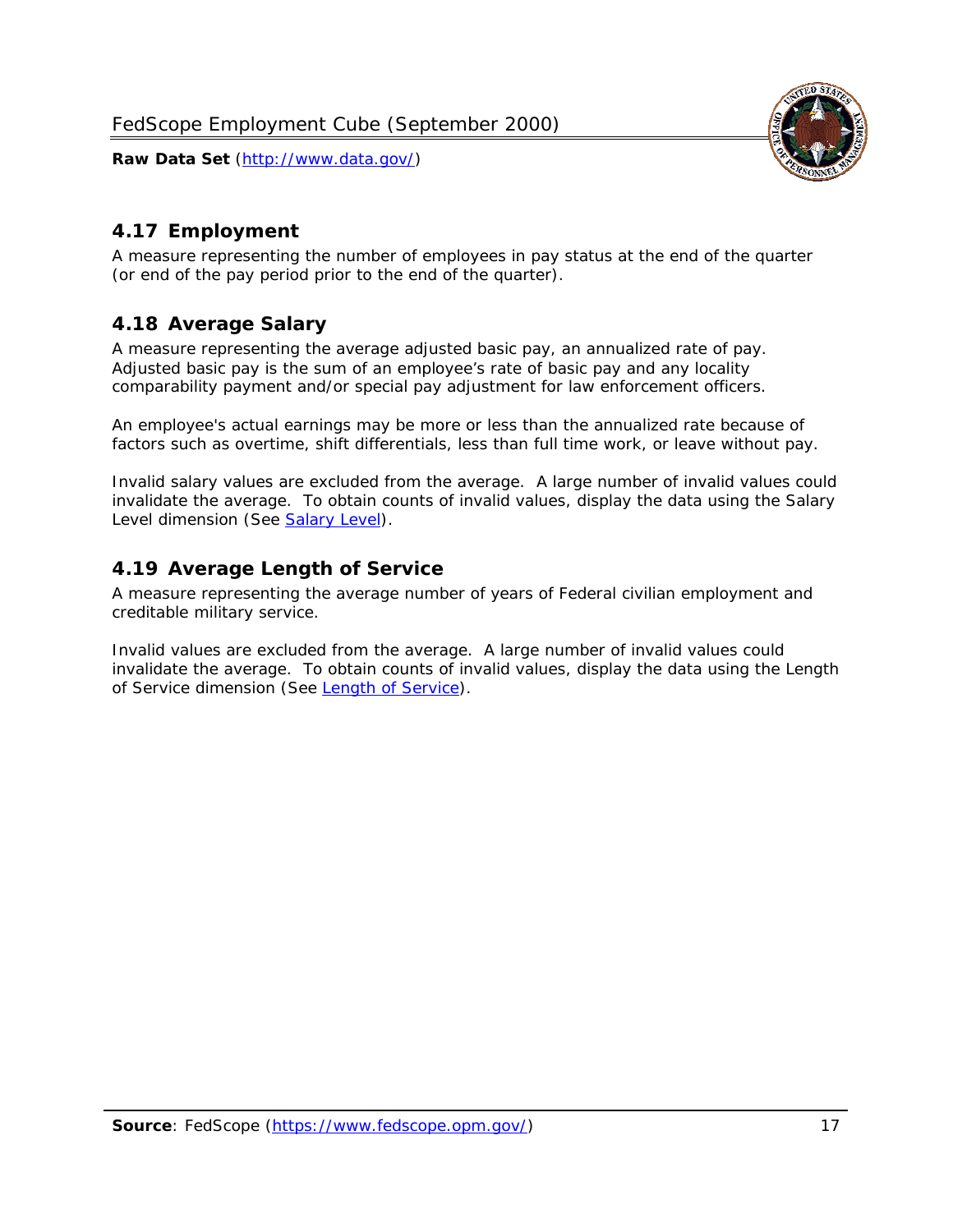## 4.17 Employment

A measure representing the number of employees in pay status at the end of the quarter (or end of the pay period prior to the end of the quarter).

## 4.18 Average Salary

A measure representing the average adjusted basic pay, an annualized rate of pay. Adjusted basic pay is the sum of an employee's rate of basic pay and any locality comparability payment and/or special pay adjustment for law enforcement officers.

An employee's actual earnings may be more or less than the annualized rate because of factors such as overtime, shift differentials, less than full time work, or leave without pay.

Invalid salary values are excluded from the average. A large number of invalid values could invalidate the average. To obtain counts of invalid values, display the data using the Salary Level dimension (See Salary Level).

## 4.19 Average Length of Service

A measure representing the average number of years of Federal civilian employment and creditable military service.

Invalid values are excluded from the average. A large number of invalid values could invalidate the average. To obtain counts of invalid values, display the data using the Length of Service dimension (See Length of Service).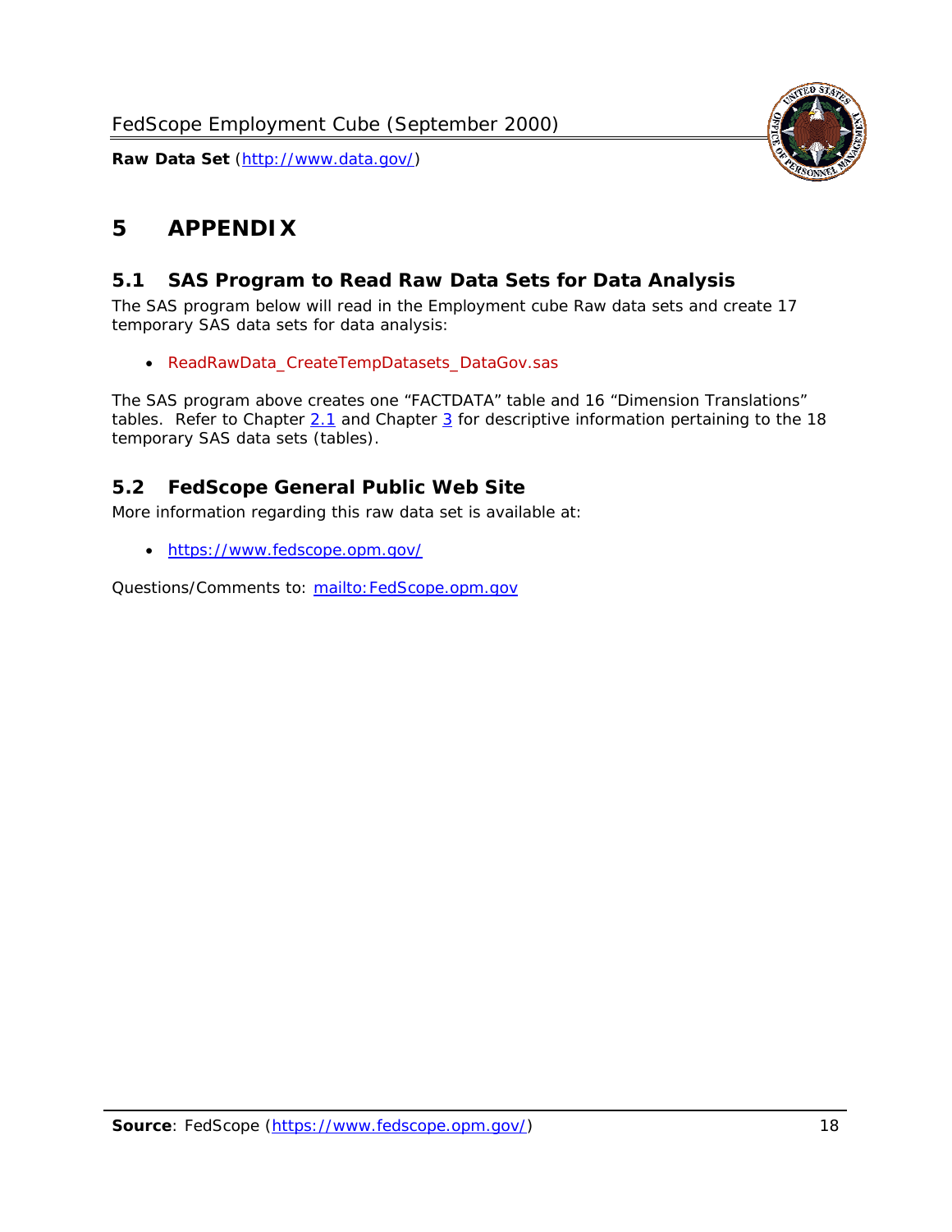# 5 APPENDIX

## 5.1 SAS Program to Read Raw Data Sets for Data Analysis

The SAS program below will read in the Employment cube Raw data sets and create 17 temporary SAS data sets for data analysis:

- ReadRawData_CreateTempDatasets_DataGov.sas

The SAS program above creates one "FACTDATA" table and 16 "Dimension Translations" tables. Refer to Chapter 2.1 and Chapter 3 for descriptive information pertaining to the 18 temporary SAS data sets (tables).

## 5.2 FedScope General Public Web Site

More information regarding this raw data set is available at:

- https://www.fedscope.opm.gov/

Questions/Comments to: mailto:FedScope.opm.gov